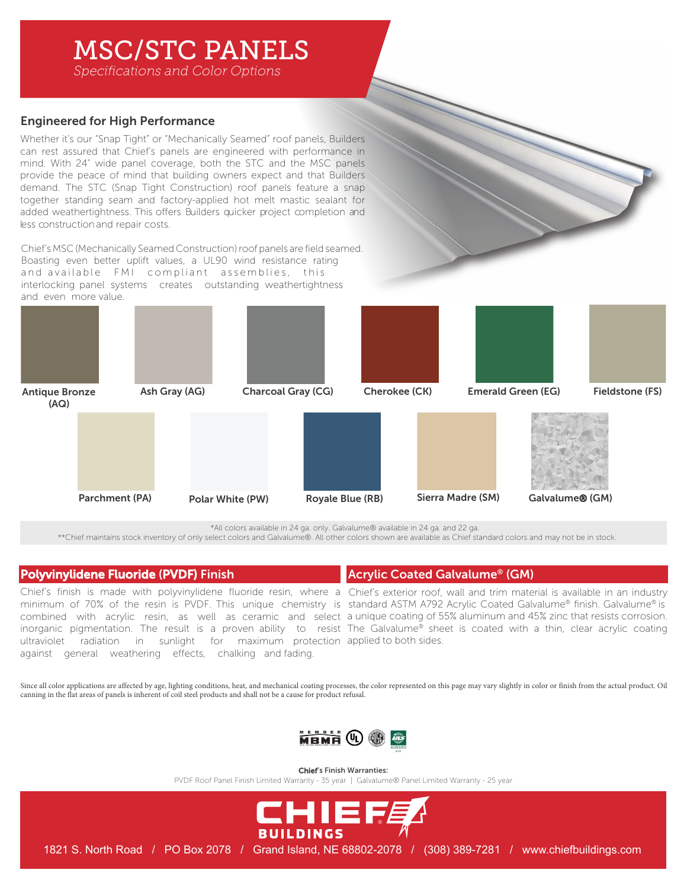# MSC/STC PANELS

*Specifications and Color Options*

## Engineered for High Performance

Whether it's our "Snap Tight" or "Mechanically Seamed" roof panels, Builders can rest assured that Chief's panels are engineered with performance in mind. With 24" wide panel coverage, both the STC and the MSC panels provide the peace of mind that building owners expect and that Builders demand. The STC (Snap Tight Construction) roof panels feature a snap together standing seam and factory-applied hot melt mastic sealant for added weathertightness. This offers Builders quicker project completion and less construction and repair costs.

Chief's MSC (Mechanically Seamed Construction) roof panels are field seamed. Boasting even better uplift values, a UL90 wind resistance rating and available FMI compliant assemblies, this interlocking panel systems creates outstanding weathertightness and even more value.

- Antique Bronze (AQ)
- Ash Gray (AG)
- Charcoal Gray (CG)
- Cherokee (CK)
- Emerald Green (EG)
- Fieldstone (FS)
- Parchment (PA)
- Polar White (PW)
- Royale Blue (RB)
- Sierra Madre (SM)
- Galvalume® (GM)

*All colors available in 24 ga. only. Galvalume® available in 24 ga. and 22 ga.

**Chief maintains stock inventory of only select colors and Galvalume®. All other colors shown are available as Chief standard colors and may not be in stock.

## Polyvinylidene Fluoride (PVDF) Finish

Chief's finish is made with polyvinylidene fluoride resin, where a minimum of 70% of the resin is PVDF. This unique chemistry is combined with acrylic resin, as well as ceramic and select inorganic pigmentation. The result is a proven ability to resist ultraviolet radiation in sunlight for maximum protection against general weathering effects, chalking and fading.

## Acrylic Coated Galvalume® (GM)

Chief's exterior roof, wall and trim material is available in an industry standard ASTM A792 Acrylic Coated Galvalume® finish. Galvalume® is a unique coating of 55% aluminum and 45% zinc that resists corrosion. The Galvalume® sheet is coated with a thin, clear acrylic coating applied to both sides.

Since all color applications are affected by age, lighting conditions, heat, and mechanical coating processes, the color represented on this page may vary slightly in color or finish from the actual product. Oil canning in the flat areas of panels is inherent of coil steel products and shall not be a cause for product refusal.

**Chief's Finish Warranties:**

PVDF Roof Panel Finish Limited Warranty - 35 year | Galvalume® Panel Limited Warranty - 25 year

**CHIEF BUILDINGS**

1821 S. North Road / PO Box 2078 / Grand Island, NE 68802-2078 / (308) 389-7281 / www.chiefbuildings.com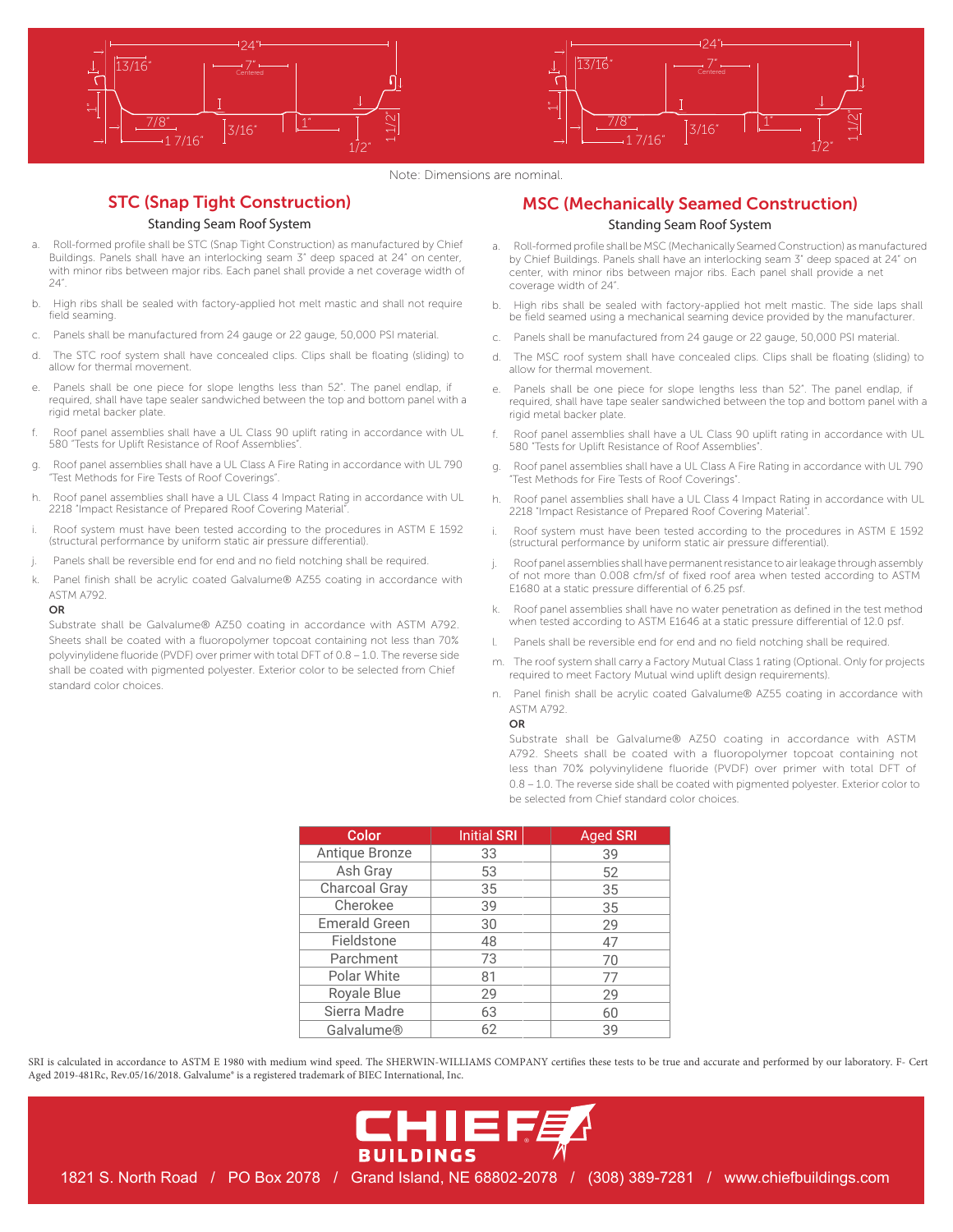24"
13/16"
7" Centered
1"
7/8"
1 7/16"
3/16"
1"
1/2"
1 1/2"

24"
13/16"
7" Centered
1"
7/8"
1 7/16"
3/16"
1"
1/2"
1 1/2"

Note: Dimensions are nominal.

## STC (Snap Tight Construction)

### Standing Seam Roof System

a. Roll-formed profile shall be STC (Snap Tight Construction) as manufactured by Chief Buildings. Panels shall have an interlocking seam 3" deep spaced at 24" on center, with minor ribs between major ribs. Each panel shall provide a net coverage width of 24".

b. High ribs shall be sealed with factory-applied hot melt mastic and shall not require field seaming.

c. Panels shall be manufactured from 24 gauge or 22 gauge, 50,000 PSI material.

d. The STC roof system shall have concealed clips. Clips shall be floating (sliding) to allow for thermal movement.

e. Panels shall be one piece for slope lengths less than 52'. The panel endlap, if required, shall have tape sealer sandwiched between the top and bottom panel with a rigid metal backer plate.

f. Roof panel assemblies shall have a UL Class 90 uplift rating in accordance with UL 580 "Tests for Uplift Resistance of Roof Assemblies".

g. Roof panel assemblies shall have a UL Class A Fire Rating in accordance with UL 790 "Test Methods for Fire Tests of Roof Coverings".

h. Roof panel assemblies shall have a UL Class 4 Impact Rating in accordance with UL 2218 "Impact Resistance of Prepared Roof Covering Material".

i. Roof system must have been tested according to the procedures in ASTM E 1592 (structural performance by uniform static air pressure differential).

j. Panels shall be reversible end for end and no field notching shall be required.

k. Panel finish shall be acrylic coated Galvalume® AZ55 coating in accordance with ASTM A792.

**OR**

Substrate shall be Galvalume® AZ50 coating in accordance with ASTM A792. Sheets shall be coated with a fluoropolymer topcoat containing not less than 70% polyvinylidene fluoride (PVDF) over primer with total DFT of 0.8 – 1.0. The reverse side shall be coated with pigmented polyester. Exterior color to be selected from Chief standard color choices.

## MSC (Mechanically Seamed Construction)

### Standing Seam Roof System

a. Roll-formed profile shall be MSC (Mechanically Seamed Construction) as manufactured by Chief Buildings. Panels shall have an interlocking seam 3" deep spaced at 24" on center, with minor ribs between major ribs. Each panel shall provide a net coverage width of 24".

b. High ribs shall be sealed with factory-applied hot melt mastic. The side laps shall be field seamed using a mechanical seaming device provided by the manufacturer.

c. Panels shall be manufactured from 24 gauge or 22 gauge, 50,000 PSI material.

d. The MSC roof system shall have concealed clips. Clips shall be floating (sliding) to allow for thermal movement.

e. Panels shall be one piece for slope lengths less than 52'. The panel endlap, if required, shall have tape sealer sandwiched between the top and bottom panel with a rigid metal backer plate.

f. Roof panel assemblies shall have a UL Class 90 uplift rating in accordance with UL 580 "Tests for Uplift Resistance of Roof Assemblies".

g. Roof panel assemblies shall have a UL Class A Fire Rating in accordance with UL 790 "Test Methods for Fire Tests of Roof Coverings".

h. Roof panel assemblies shall have a UL Class 4 Impact Rating in accordance with UL 2218 "Impact Resistance of Prepared Roof Covering Material".

i. Roof system must have been tested according to the procedures in ASTM E 1592 (structural performance by uniform static air pressure differential).

j. Roof panel assemblies shall have permanent resistance to air leakage through assembly of not more than 0.008 cfm/sf of fixed roof area when tested according to ASTM E1680 at a static pressure differential of 6.25 psf.

k. Roof panel assemblies shall have no water penetration as defined in the test method when tested according to ASTM E1646 at a static pressure differential of 12.0 psf.

l. Panels shall be reversible end for end and no field notching shall be required.

m. The roof system shall carry a Factory Mutual Class 1 rating (Optional. Only for projects required to meet Factory Mutual wind uplift design requirements).

n. Panel finish shall be acrylic coated Galvalume® AZ55 coating in accordance with ASTM A792.

**OR**

Substrate shall be Galvalume® AZ50 coating in accordance with ASTM A792. Sheets shall be coated with a fluoropolymer topcoat containing not less than 70% polyvinylidene fluoride (PVDF) over primer with total DFT of 0.8 – 1.0. The reverse side shall be coated with pigmented polyester. Exterior color to be selected from Chief standard color choices.

| Color | Initial SRI | Aged SRI |
|---|---|---|
| Antique Bronze | 33 | 39 |
| Ash Gray | 53 | 52 |
| Charcoal Gray | 35 | 35 |
| Cherokee | 39 | 35 |
| Emerald Green | 30 | 29 |
| Fieldstone | 48 | 47 |
| Parchment | 73 | 70 |
| Polar White | 81 | 77 |
| Royale Blue | 29 | 29 |
| Sierra Madre | 63 | 60 |
| Galvalume® | 62 | 39 |

SRI is calculated in accordance to ASTM E 1980 with medium wind speed. The SHERWIN-WILLIAMS COMPANY certifies these tests to be true and accurate and performed by our laboratory. F- Cert Aged 2019-481Rc, Rev.05/16/2018. Galvalume® is a registered trademark of BIEC International, Inc.

CHIEF BUILDINGS

1821 S. North Road / PO Box 2078 / Grand Island, NE 68802-2078 / (308) 389-7281 / www.chiefbuildings.com